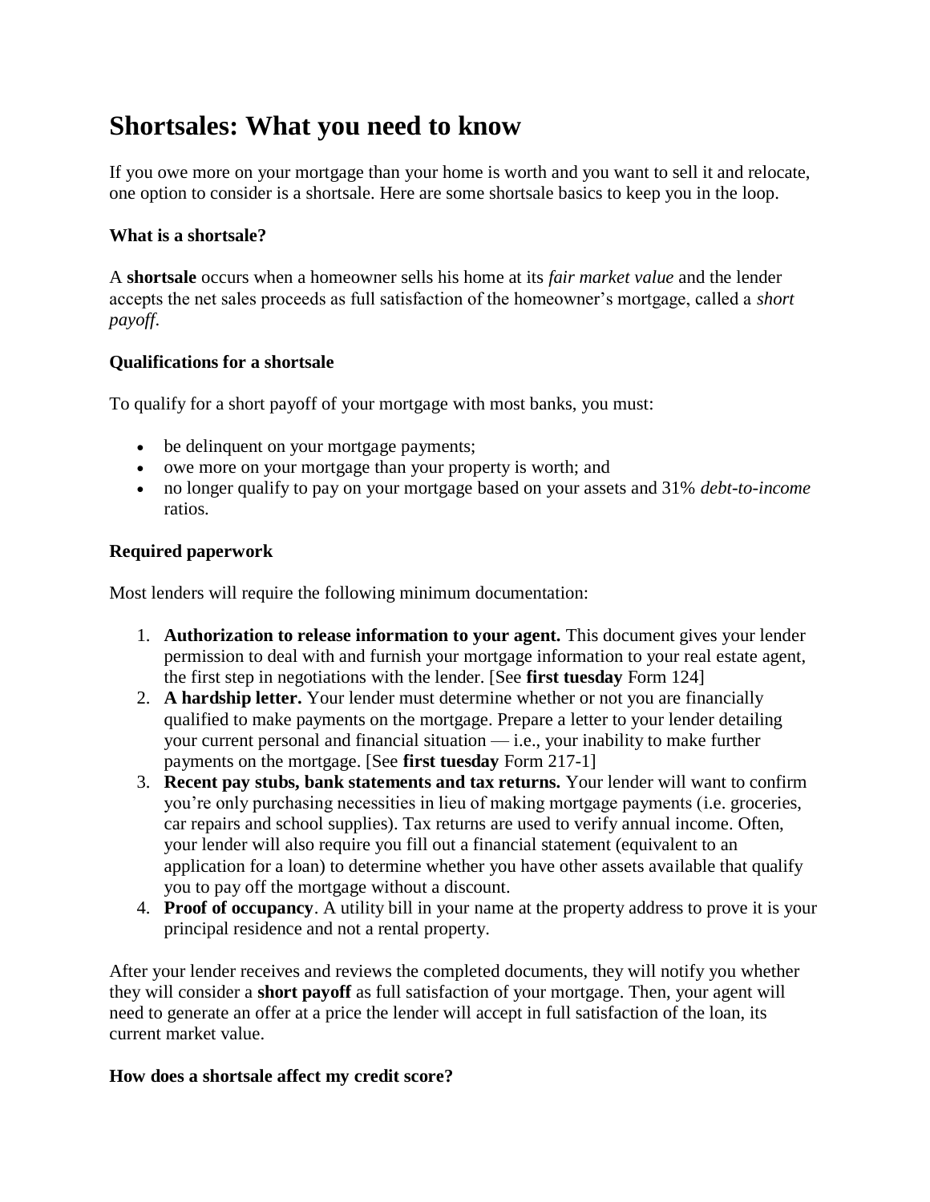# Shortsales: What you need to know

If you owe more on your mortgage than your home is worth and you want to sell it and relocate, one option to consider is a shortsale. Here are some shortsale basics to keep you in the loop.

### What is a shortsale?

A **shortsale** occurs when a homeowner sells his home at its *fair market value* and the lender accepts the net sales proceeds as full satisfaction of the homeowner's mortgage, called a *short payoff*.

### Qualifications for a shortsale

To qualify for a short payoff of your mortgage with most banks, you must:

- be delinquent on your mortgage payments;
- owe more on your mortgage than your property is worth; and
- no longer qualify to pay on your mortgage based on your assets and 31% *debt-to-income* ratios.

### Required paperwork

Most lenders will require the following minimum documentation:

1. **Authorization to release information to your agent.** This document gives your lender permission to deal with and furnish your mortgage information to your real estate agent, the first step in negotiations with the lender. [See **first tuesday** Form 124]
2. **A hardship letter.** Your lender must determine whether or not you are financially qualified to make payments on the mortgage. Prepare a letter to your lender detailing your current personal and financial situation — i.e., your inability to make further payments on the mortgage. [See **first tuesday** Form 217-1]
3. **Recent pay stubs, bank statements and tax returns.** Your lender will want to confirm you're only purchasing necessities in lieu of making mortgage payments (i.e. groceries, car repairs and school supplies). Tax returns are used to verify annual income. Often, your lender will also require you fill out a financial statement (equivalent to an application for a loan) to determine whether you have other assets available that qualify you to pay off the mortgage without a discount.
4. **Proof of occupancy**. A utility bill in your name at the property address to prove it is your principal residence and not a rental property.

After your lender receives and reviews the completed documents, they will notify you whether they will consider a **short payoff** as full satisfaction of your mortgage. Then, your agent will need to generate an offer at a price the lender will accept in full satisfaction of the loan, its current market value.

### How does a shortsale affect my credit score?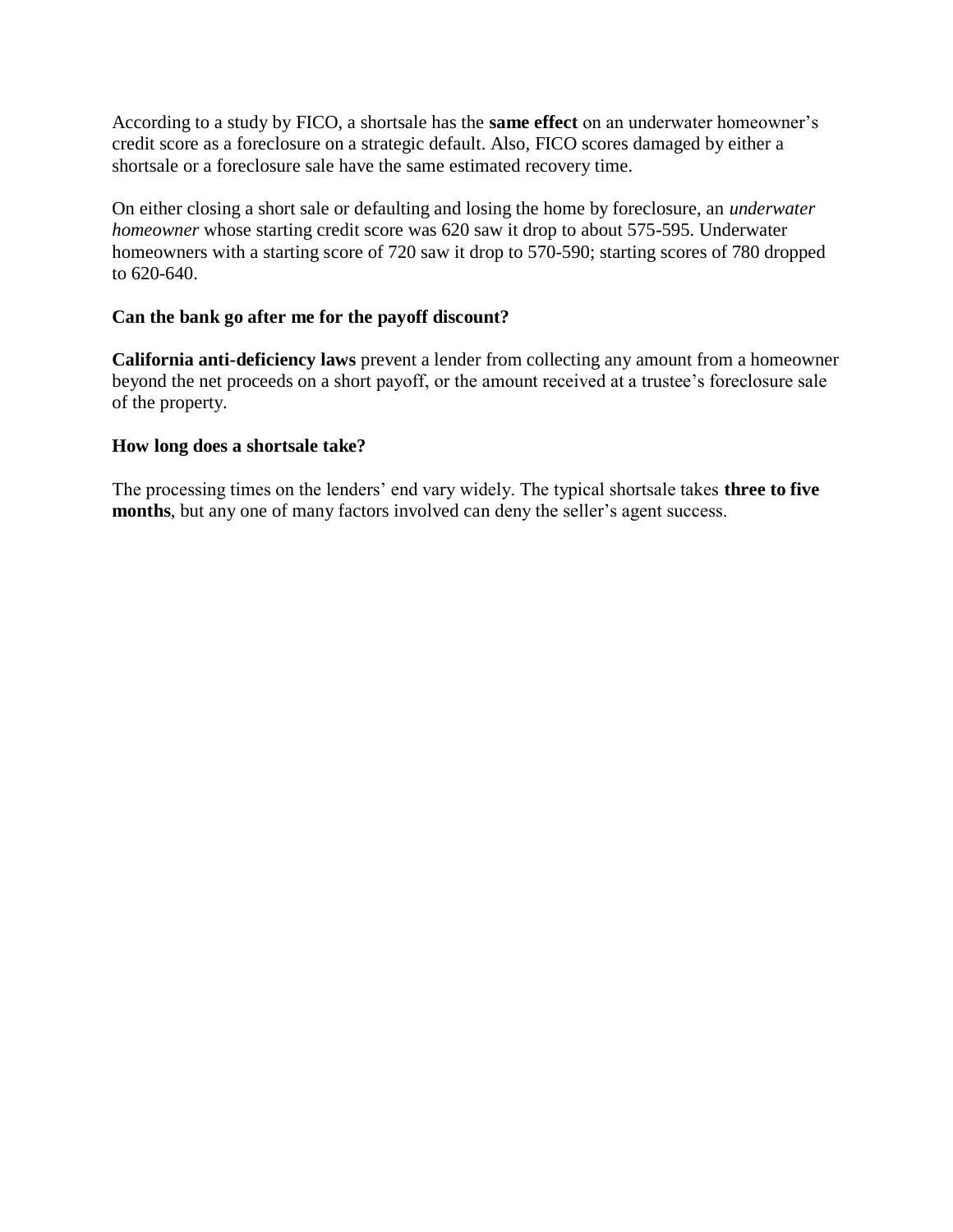According to a study by FICO, a shortsale has the **same effect** on an underwater homeowner's credit score as a foreclosure on a strategic default. Also, FICO scores damaged by either a shortsale or a foreclosure sale have the same estimated recovery time.

On either closing a short sale or defaulting and losing the home by foreclosure, an *underwater homeowner* whose starting credit score was 620 saw it drop to about 575-595. Underwater homeowners with a starting score of 720 saw it drop to 570-590; starting scores of 780 dropped to 620-640.

**Can the bank go after me for the payoff discount?**

**California anti-deficiency laws** prevent a lender from collecting any amount from a homeowner beyond the net proceeds on a short payoff, or the amount received at a trustee's foreclosure sale of the property.

**How long does a shortsale take?**

The processing times on the lenders' end vary widely. The typical shortsale takes **three to five months**, but any one of many factors involved can deny the seller's agent success.